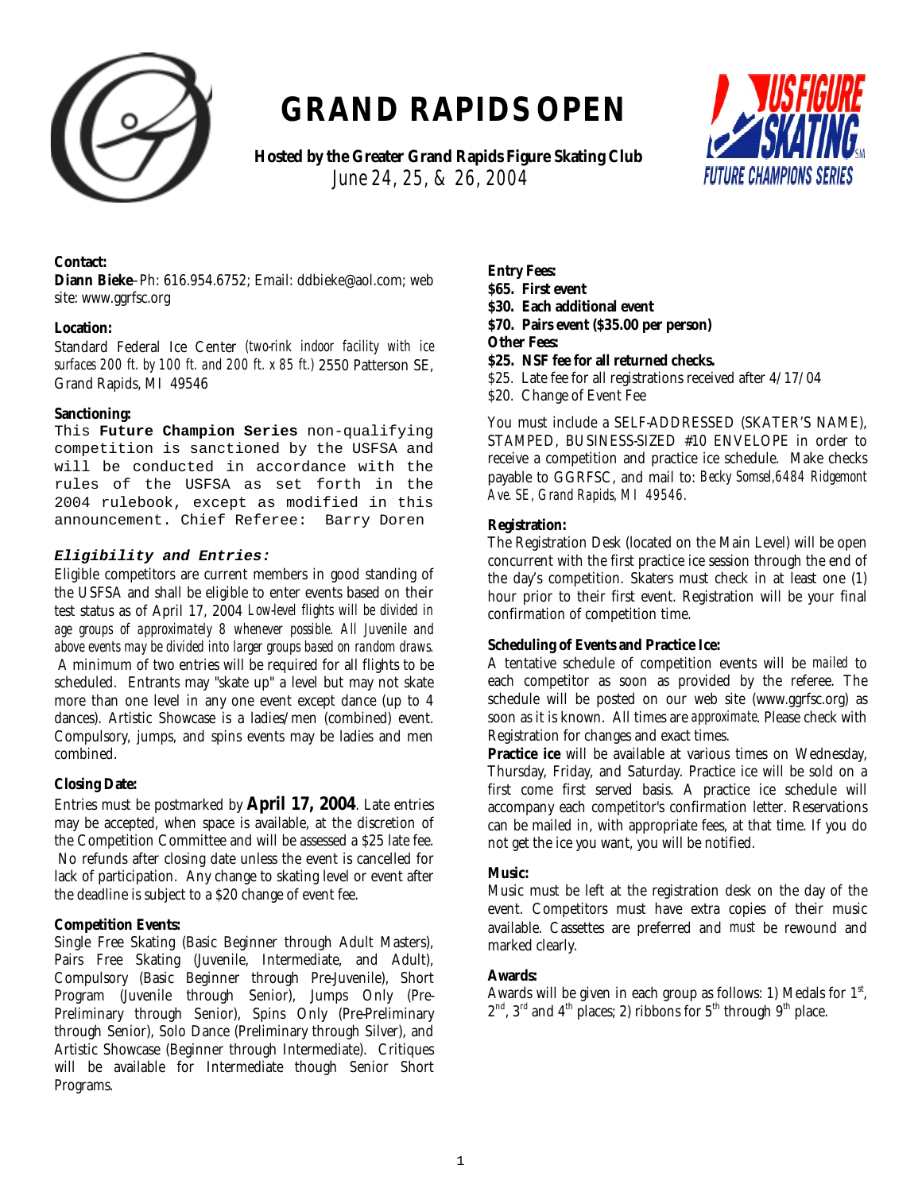# GRAND RAPIDS OPEN

**Hosted by the Greater Grand Rapids Figure Skating Club**
June 24, 25, & 26, 2004

**Contact:**
**Diann Bieke**–Ph: 616.954.6752; Email: ddbieke@aol.com; web site: www.ggrfsc.org

**Location:**
Standard Federal Ice Center *(two-rink indoor facility with ice surfaces 200 ft. by 100 ft. and 200 ft. x 85 ft.)* 2550 Patterson SE, Grand Rapids, MI 49546

**Sanctioning:**
This **Future Champion Series** non-qualifying competition is sanctioned by the USFSA and will be conducted in accordance with the rules of the USFSA as set forth in the 2004 rulebook, except as modified in this announcement. Chief Referee: Barry Doren

***Eligibility and Entries:***
Eligible competitors are current members in good standing of the USFSA and shall be eligible to enter events based on their test status as of April 17, 2004 *Low-level flights will be divided in age groups of approximately 8 whenever possible. All Juvenile and above events may be divided into larger groups based on random draws.* A minimum of two entries will be required for all flights to be scheduled. Entrants may "skate up" a level but may not skate more than one level in any one event except dance (up to 4 dances). Artistic Showcase is a ladies/men (combined) event. Compulsory, jumps, and spins events may be ladies and men combined.

**Closing Date:**
Entries must be postmarked by **April 17, 2004**. Late entries may be accepted, when space is available, at the discretion of the Competition Committee and will be assessed a $25 late fee. No refunds after closing date unless the event is cancelled for lack of participation. Any change to skating level or event after the deadline is subject to a $20 change of event fee.

**Competition Events:**
Single Free Skating (Basic Beginner through Adult Masters), Pairs Free Skating (Juvenile, Intermediate, and Adult), Compulsory (Basic Beginner through Pre-Juvenile), Short Program (Juvenile through Senior), Jumps Only (Pre-Preliminary through Senior), Spins Only (Pre-Preliminary through Senior), Solo Dance (Preliminary through Silver), and Artistic Showcase (Beginner through Intermediate). Critiques will be available for Intermediate though Senior Short Programs.

**Entry Fees:**
**$65. First event**
**$30. Each additional event**
**$70. Pairs event ($35.00 per person)**
**Other Fees:**
**$25. NSF fee for all returned checks.**
$25. Late fee for all registrations received after 4/17/04
$20. Change of Event Fee

You must include a SELF-ADDRESSED (SKATER'S NAME), STAMPED, BUSINESS-SIZED #10 ENVELOPE in order to receive a competition and practice ice schedule. Make checks payable to GGRFSC, and mail to: *Becky Somsel,6484 Ridgemont Ave. SE, Grand Rapids, MI 49546.*

**Registration:**
The Registration Desk (located on the Main Level) will be open concurrent with the first practice ice session through the end of the day's competition. Skaters must check in at least one (1) hour prior to their first event. Registration will be your final confirmation of competition time.

**Scheduling of Events and Practice Ice:**
A tentative schedule of competition events will be *mailed* to each competitor as soon as provided by the referee. The schedule will be posted on our web site (www.ggrfsc.org) as soon as it is known. All times are *approximate*. Please check with Registration for changes and exact times.
**Practice ice** will be available at various times on Wednesday, Thursday, Friday, and Saturday. Practice ice will be sold on a first come first served basis. A practice ice schedule will accompany each competitor's confirmation letter. Reservations can be mailed in, with appropriate fees, at that time. If you do not get the ice you want, you will be notified.

**Music:**
Music must be left at the registration desk on the day of the event. Competitors must have extra copies of their music available. Cassettes are preferred and *must* be rewound and marked clearly.

**Awards:**
Awards will be given in each group as follows: 1) Medals for 1st, 2nd, 3rd and 4th places; 2) ribbons for 5th through 9th place.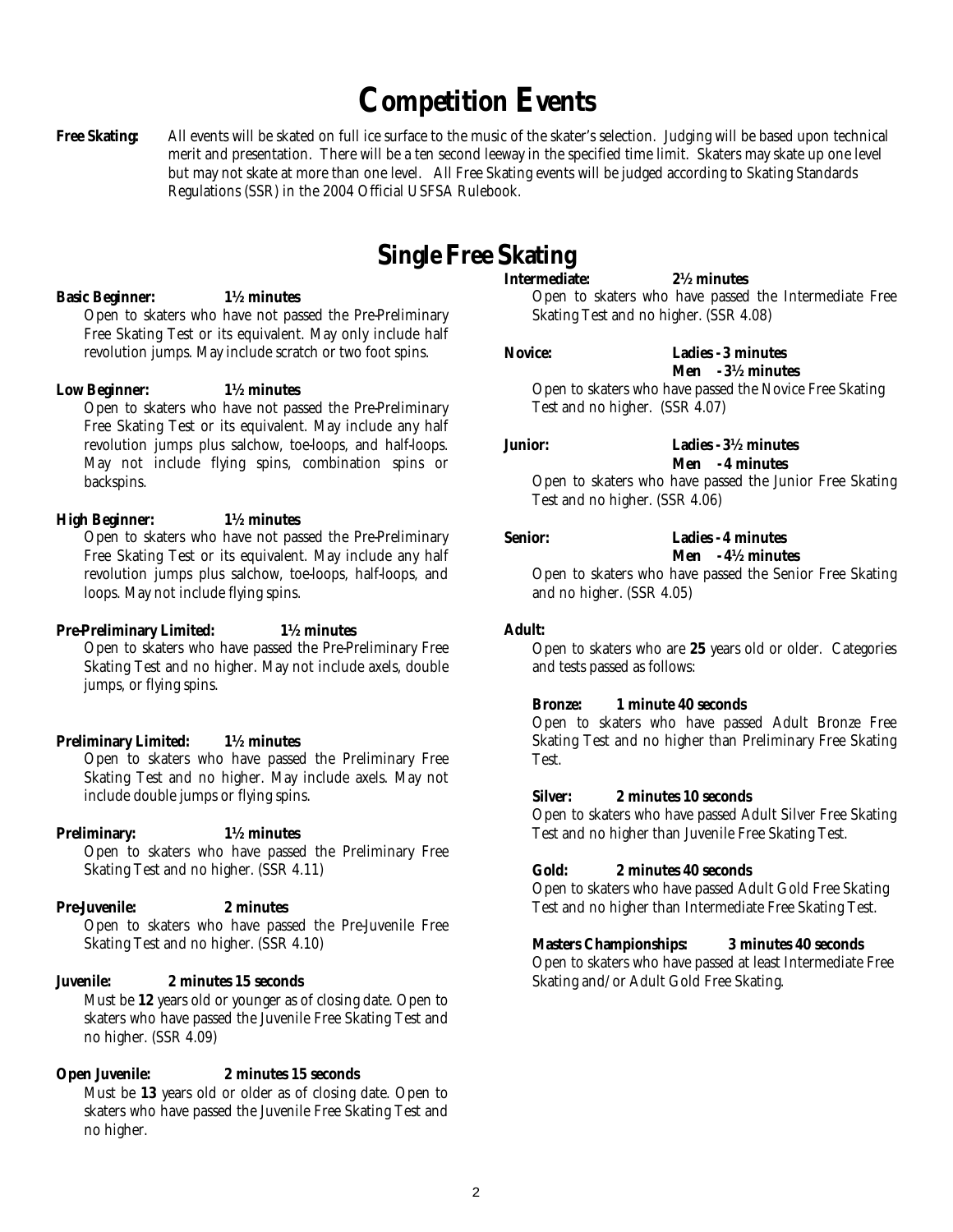# Competition Events

**Free Skating:** All events will be skated on full ice surface to the music of the skater's selection. Judging will be based upon technical merit and presentation. There will be a ten second leeway in the specified time limit. Skaters may skate up one level but may not skate at more than one level. All Free Skating events will be judged according to Skating Standards Regulations (SSR) in the 2004 Official USFSA Rulebook.

## Single Free Skating

**Basic Beginner: 1½ minutes**
Open to skaters who have not passed the Pre-Preliminary Free Skating Test or its equivalent. May only include half revolution jumps. May include scratch or two foot spins.

**Low Beginner: 1½ minutes**
Open to skaters who have not passed the Pre-Preliminary Free Skating Test or its equivalent. May include any half revolution jumps plus salchow, toe-loops, and half-loops. May not include flying spins, combination spins or backspins.

**High Beginner: 1½ minutes**
Open to skaters who have not passed the Pre-Preliminary Free Skating Test or its equivalent. May include any half revolution jumps plus salchow, toe-loops, half-loops, and loops. May not include flying spins.

**Pre-Preliminary Limited: 1½ minutes**
Open to skaters who have passed the Pre-Preliminary Free Skating Test and no higher. May not include axels, double jumps, or flying spins.

**Preliminary Limited: 1½ minutes**
Open to skaters who have passed the Preliminary Free Skating Test and no higher. May include axels. May not include double jumps or flying spins.

**Preliminary: 1½ minutes**
Open to skaters who have passed the Preliminary Free Skating Test and no higher. (SSR 4.11)

**Pre-Juvenile: 2 minutes**
Open to skaters who have passed the Pre-Juvenile Free Skating Test and no higher. (SSR 4.10)

**Juvenile: 2 minutes 15 seconds**
Must be **12** years old or younger as of closing date. Open to skaters who have passed the Juvenile Free Skating Test and no higher. (SSR 4.09)

**Open Juvenile: 2 minutes 15 seconds**
Must be **13** years old or older as of closing date. Open to skaters who have passed the Juvenile Free Skating Test and no higher.

**Intermediate: 2½ minutes**
Open to skaters who have passed the Intermediate Free Skating Test and no higher. (SSR 4.08)

**Novice: Ladies - 3 minutes**
**Men - 3½ minutes**
Open to skaters who have passed the Novice Free Skating Test and no higher. (SSR 4.07)

**Junior: Ladies - 3½ minutes**
**Men - 4 minutes**
Open to skaters who have passed the Junior Free Skating Test and no higher. (SSR 4.06)

**Senior: Ladies - 4 minutes**
**Men - 4½ minutes**
Open to skaters who have passed the Senior Free Skating and no higher. (SSR 4.05)

**Adult:**
Open to skaters who are **25** years old or older. Categories and tests passed as follows:

**Bronze: 1 minute 40 seconds**
Open to skaters who have passed Adult Bronze Free Skating Test and no higher than Preliminary Free Skating Test.

**Silver: 2 minutes 10 seconds**
Open to skaters who have passed Adult Silver Free Skating Test and no higher than Juvenile Free Skating Test.

**Gold: 2 minutes 40 seconds**
Open to skaters who have passed Adult Gold Free Skating Test and no higher than Intermediate Free Skating Test.

**Masters Championships: 3 minutes 40 seconds**
Open to skaters who have passed at least Intermediate Free Skating and/or Adult Gold Free Skating.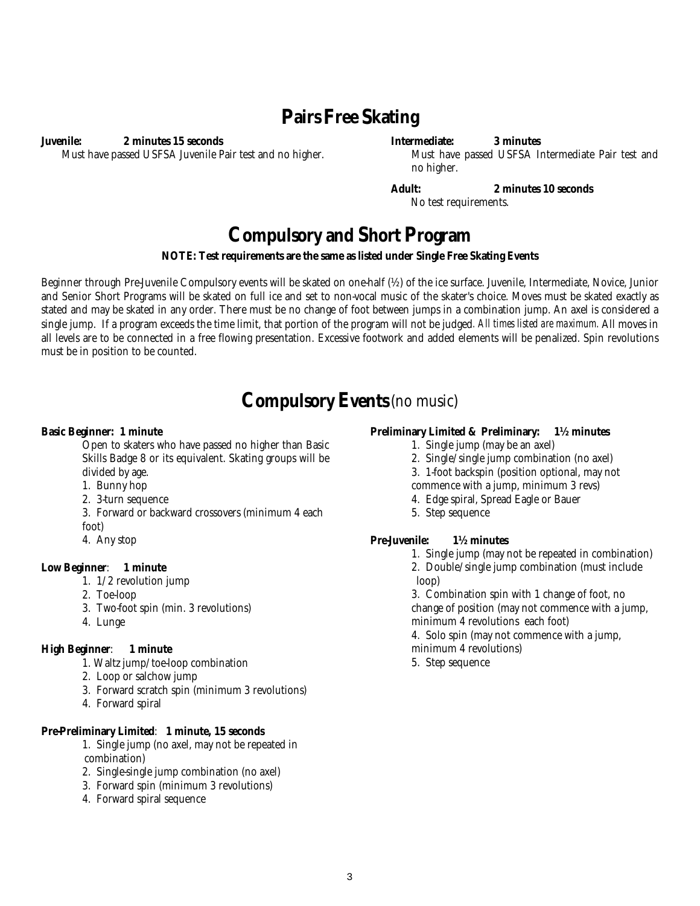## Pairs Free Skating

**Juvenile:** **2 minutes 15 seconds**
Must have passed USFSA Juvenile Pair test and no higher.

**Intermediate:** **3 minutes**
Must have passed USFSA Intermediate Pair test and no higher.

**Adult:** **2 minutes 10 seconds**
No test requirements.

## Compulsory and Short Program

**NOTE: Test requirements are the same as listed under Single Free Skating Events**

Beginner through Pre-Juvenile Compulsory events will be skated on one-half (½) of the ice surface. Juvenile, Intermediate, Novice, Junior and Senior Short Programs will be skated on full ice and set to non-vocal music of the skater's choice. Moves must be skated exactly as stated and may be skated in any order. There must be no change of foot between jumps in a combination jump. An axel is considered a single jump. If a program exceeds the time limit, that portion of the program will not be judged. *All times listed are maximum.* All moves in all levels are to be connected in a free flowing presentation. Excessive footwork and added elements will be penalized. Spin revolutions must be in position to be counted.

## Compulsory Events (no music)

**Basic Beginner: 1 minute**

Open to skaters who have passed no higher than Basic Skills Badge 8 or its equivalent. Skating groups will be divided by age.

1. Bunny hop
2. 3-turn sequence
3. Forward or backward crossovers (minimum 4 each foot)
4. Any stop

**Low Beginner**: **1 minute**

1. 1/2 revolution jump
2. Toe-loop
3. Two-foot spin (min. 3 revolutions)
4. Lunge

**High Beginner**: **1 minute**

1. Waltz jump/toe-loop combination
2. Loop or salchow jump
3. Forward scratch spin (minimum 3 revolutions)
4. Forward spiral

**Pre-Preliminary Limited**: **1 minute, 15 seconds**

1. Single jump (no axel, may not be repeated in combination)
2. Single-single jump combination (no axel)
3. Forward spin (minimum 3 revolutions)
4. Forward spiral sequence

**Preliminary Limited & Preliminary: 1½ minutes**

1. Single jump (may be an axel)
2. Single/single jump combination (no axel)
3. 1-foot backspin (position optional, may not commence with a jump, minimum 3 revs)
4. Edge spiral, Spread Eagle or Bauer
5. Step sequence

**Pre-Juvenile: 1½ minutes**

1. Single jump (may not be repeated in combination)
2. Double/single jump combination (must include loop)
3. Combination spin with 1 change of foot, no change of position (may not commence with a jump, minimum 4 revolutions each foot)
4. Solo spin (may not commence with a jump, minimum 4 revolutions)
5. Step sequence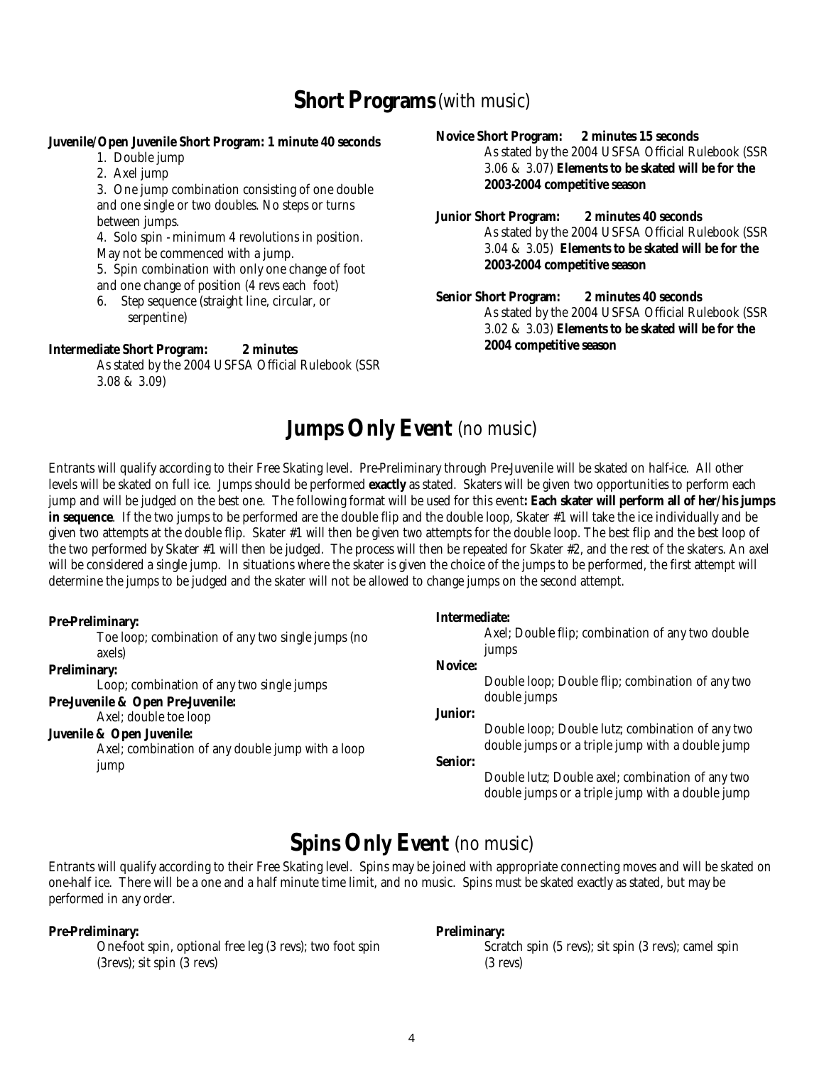# **Short Programs** (with music)

**Juvenile/Open Juvenile Short Program: 1 minute 40 seconds**

1. Double jump
2. Axel jump
3. One jump combination consisting of one double and one single or two doubles. No steps or turns between jumps.
4. Solo spin - minimum 4 revolutions in position. May not be commenced with a jump.
5. Spin combination with only one change of foot and one change of position (4 revs each foot)
6. Step sequence (straight line, circular, or serpentine)

**Intermediate Short Program: 2 minutes**

As stated by the 2004 USFSA Official Rulebook (SSR 3.08 & 3.09)

**Novice Short Program: 2 minutes 15 seconds**

As stated by the 2004 USFSA Official Rulebook (SSR 3.06 & 3.07) **Elements to be skated will be for the 2003-2004 competitive season**

**Junior Short Program: 2 minutes 40 seconds**

As stated by the 2004 USFSA Official Rulebook (SSR 3.04 & 3.05) **Elements to be skated will be for the 2003-2004 competitive season**

**Senior Short Program: 2 minutes 40 seconds**

As stated by the 2004 USFSA Official Rulebook (SSR 3.02 & 3.03) **Elements to be skated will be for the 2004 competitive season**

# **Jumps Only Event** (no music)

Entrants will qualify according to their Free Skating level. Pre-Preliminary through Pre-Juvenile will be skated on half-ice. All other levels will be skated on full ice. Jumps should be performed **exactly** as stated. Skaters will be given two opportunities to perform each jump and will be judged on the best one. The following format will be used for this event**: Each skater will perform all of her/his jumps in sequence**. If the two jumps to be performed are the double flip and the double loop, Skater #1 will take the ice individually and be given two attempts at the double flip. Skater #1 will then be given two attempts for the double loop. The best flip and the best loop of the two performed by Skater #1 will then be judged. The process will then be repeated for Skater #2, and the rest of the skaters. An axel will be considered a single jump. In situations where the skater is given the choice of the jumps to be performed, the first attempt will determine the jumps to be judged and the skater will not be allowed to change jumps on the second attempt.

**Pre-Preliminary:**
Toe loop; combination of any two single jumps (no axels)

**Preliminary:**
Loop; combination of any two single jumps

**Pre-Juvenile & Open Pre-Juvenile:**
Axel; double toe loop

**Juvenile & Open Juvenile:**
Axel; combination of any double jump with a loop jump

**Intermediate:**
Axel; Double flip; combination of any two double jumps

**Novice:**
Double loop; Double flip; combination of any two double jumps

**Junior:**
Double loop; Double lutz; combination of any two double jumps or a triple jump with a double jump

**Senior:**
Double lutz; Double axel; combination of any two double jumps or a triple jump with a double jump

# **Spins Only Event** (no music)

Entrants will qualify according to their Free Skating level. Spins may be joined with appropriate connecting moves and will be skated on one-half ice. There will be a one and a half minute time limit, and no music. Spins must be skated exactly as stated, but may be performed in any order.

**Pre-Preliminary:**
One-foot spin, optional free leg (3 revs); two foot spin (3revs); sit spin (3 revs)

**Preliminary:**
Scratch spin (5 revs); sit spin (3 revs); camel spin (3 revs)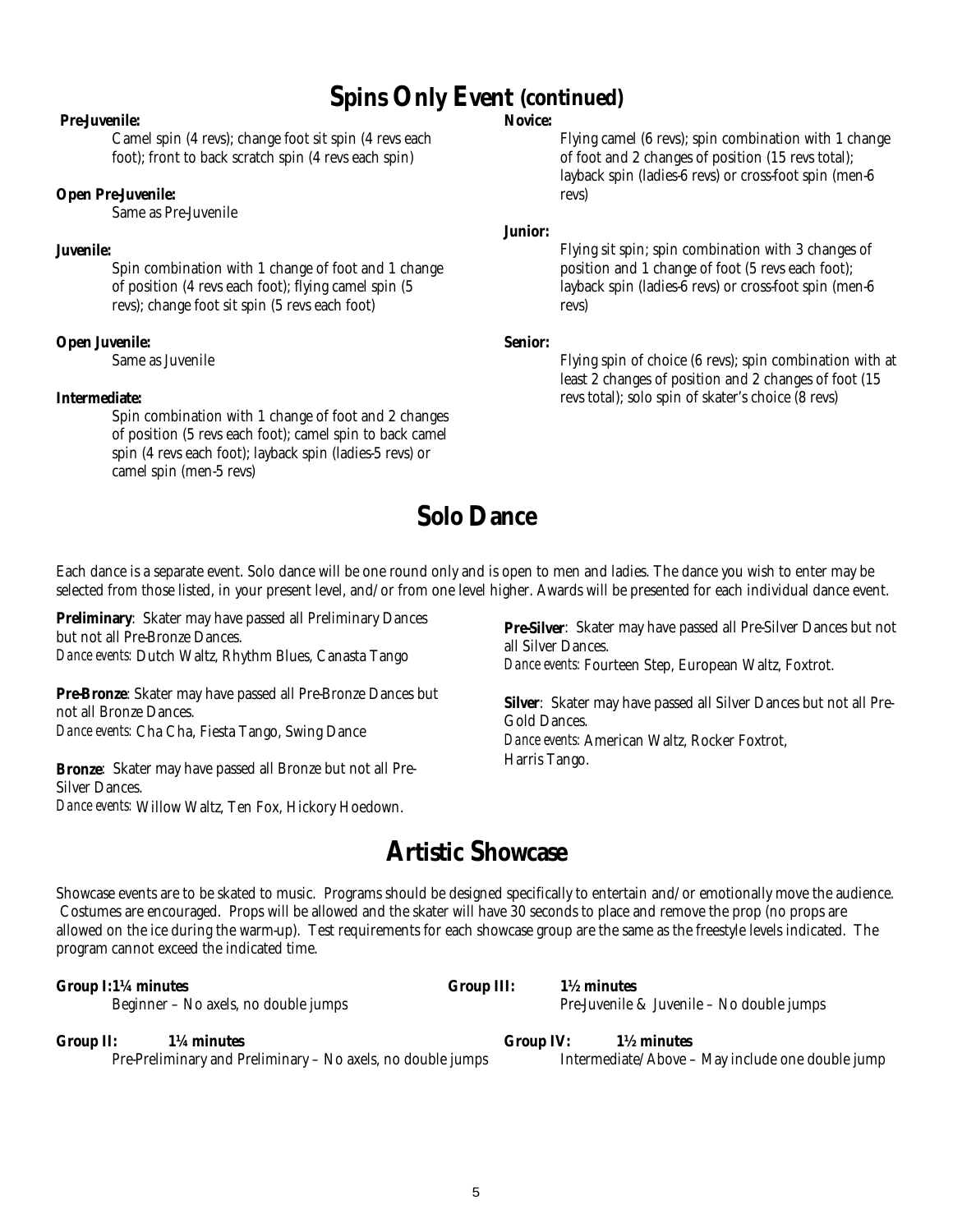## Spins Only Event (continued)

**Pre-Juvenile:**

Camel spin (4 revs); change foot sit spin (4 revs each foot); front to back scratch spin (4 revs each spin)

**Open Pre-Juvenile:**

Same as Pre-Juvenile

**Juvenile:**

Spin combination with 1 change of foot and 1 change of position (4 revs each foot); flying camel spin (5 revs); change foot sit spin (5 revs each foot)

**Open Juvenile:**

Same as Juvenile

**Intermediate:**

Spin combination with 1 change of foot and 2 changes of position (5 revs each foot); camel spin to back camel spin (4 revs each foot); layback spin (ladies-5 revs) or camel spin (men-5 revs)

**Novice:**

Flying camel (6 revs); spin combination with 1 change of foot and 2 changes of position (15 revs total); layback spin (ladies-6 revs) or cross-foot spin (men-6 revs)

**Junior:**

Flying sit spin; spin combination with 3 changes of position and 1 change of foot (5 revs each foot); layback spin (ladies-6 revs) or cross-foot spin (men-6 revs)

**Senior:**

Flying spin of choice (6 revs); spin combination with at least 2 changes of position and 2 changes of foot (15 revs total); solo spin of skater's choice (8 revs)

## Solo Dance

Each dance is a separate event. Solo dance will be one round only and is open to men and ladies. The dance you wish to enter may be selected from those listed, in your present level, and/or from one level higher. Awards will be presented for each individual dance event.

**Preliminary**: Skater may have passed all Preliminary Dances but not all Pre-Bronze Dances.
*Dance events:* Dutch Waltz, Rhythm Blues, Canasta Tango

**Pre-Bronze**: Skater may have passed all Pre-Bronze Dances but not all Bronze Dances.
*Dance events:* Cha Cha, Fiesta Tango, Swing Dance

**Bronze**: Skater may have passed all Bronze but not all Pre-Silver Dances.
*Dance events:* Willow Waltz, Ten Fox, Hickory Hoedown.

**Pre-Silver**: Skater may have passed all Pre-Silver Dances but not all Silver Dances.
*Dance events:* Fourteen Step, European Waltz, Foxtrot.

**Silver**: Skater may have passed all Silver Dances but not all Pre-Gold Dances.
*Dance events:* American Waltz, Rocker Foxtrot, Harris Tango.

## Artistic Showcase

Showcase events are to be skated to music. Programs should be designed specifically to entertain and/or emotionally move the audience. Costumes are encouraged. Props will be allowed and the skater will have 30 seconds to place and remove the prop (no props are allowed on the ice during the warm-up). Test requirements for each showcase group are the same as the freestyle levels indicated. The program cannot exceed the indicated time.

**Group I: 1¼ minutes**
Beginner – No axels, no double jumps

**Group II: 1¼ minutes**
Pre-Preliminary and Preliminary – No axels, no double jumps

**Group III: 1½ minutes**
Pre-Juvenile & Juvenile – No double jumps

**Group IV: 1½ minutes**
Intermediate/Above – May include one double jump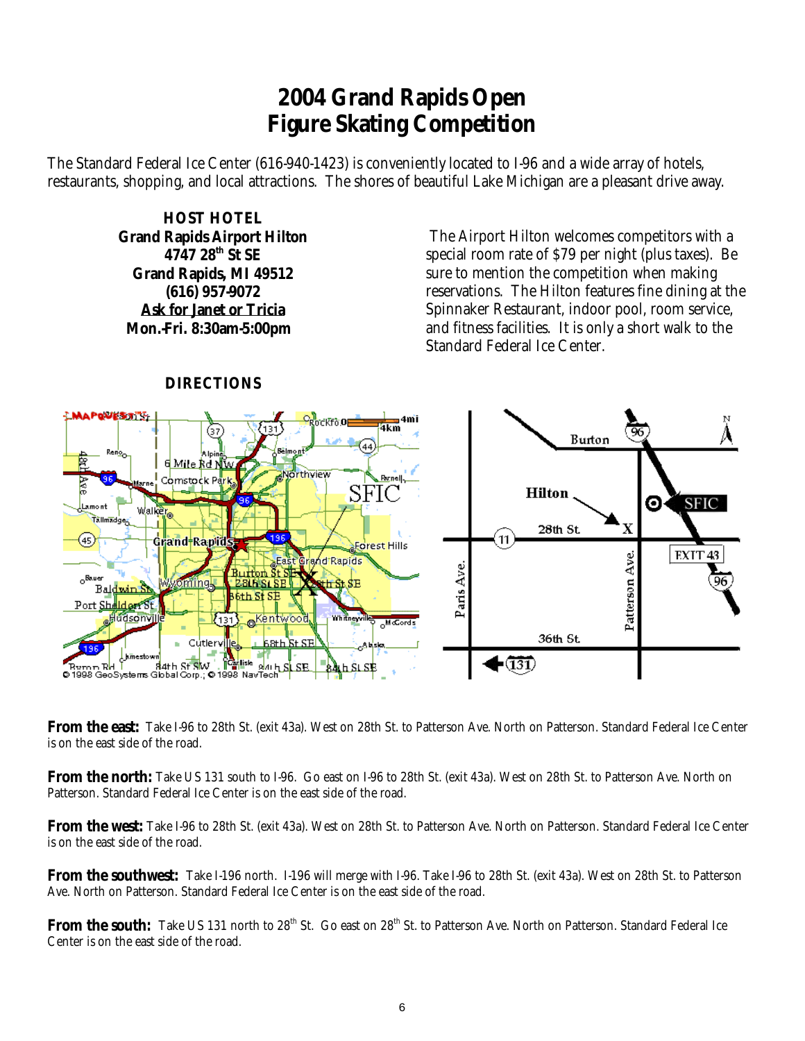# 2004 Grand Rapids Open
# Figure Skating Competition

The Standard Federal Ice Center (616-940-1423) is conveniently located to I-96 and a wide array of hotels, restaurants, shopping, and local attractions. The shores of beautiful Lake Michigan are a pleasant drive away.

**HOST HOTEL**
**Grand Rapids Airport Hilton**
**4747 28th St SE**
**Grand Rapids, MI 49512**
**(616) 957-9072**
**Ask for Janet or Tricia**
**Mon.-Fri. 8:30am-5:00pm**

The Airport Hilton welcomes competitors with a special room rate of $79 per night (plus taxes). Be sure to mention the competition when making reservations. The Hilton features fine dining at the Spinnaker Restaurant, indoor pool, room service, and fitness facilities. It is only a short walk to the Standard Federal Ice Center.

**DIRECTIONS**

**From the east:** Take I-96 to 28th St. (exit 43a). West on 28th St. to Patterson Ave. North on Patterson. Standard Federal Ice Center is on the east side of the road.

**From the north:** Take US 131 south to I-96. Go east on I-96 to 28th St. (exit 43a). West on 28th St. to Patterson Ave. North on Patterson. Standard Federal Ice Center is on the east side of the road.

**From the west:** Take I-96 to 28th St. (exit 43a). West on 28th St. to Patterson Ave. North on Patterson. Standard Federal Ice Center is on the east side of the road.

**From the southwest:** Take I-196 north. I-196 will merge with I-96. Take I-96 to 28th St. (exit 43a). West on 28th St. to Patterson Ave. North on Patterson. Standard Federal Ice Center is on the east side of the road.

**From the south:** Take US 131 north to 28th St. Go east on 28th St. to Patterson Ave. North on Patterson. Standard Federal Ice Center is on the east side of the road.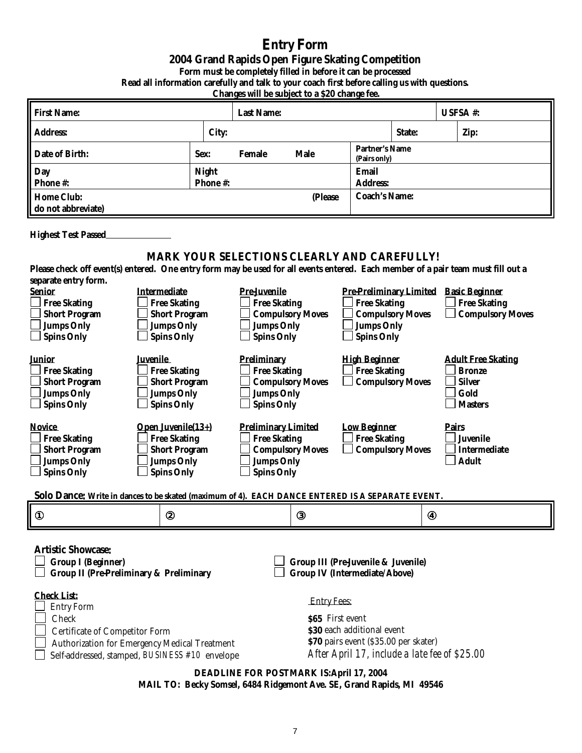# Entry Form

## 2004 Grand Rapids Open Figure Skating Competition

**Form must be completely filled in before it can be processed**
**Read all information carefully and talk to your coach first before calling us with questions.**
**Changes will be subject to a $20 change fee.**

| First Name: | | Last Name: | | | USFSA #: |
|---|---|---|---|---|---|
| Address: | City: | | | State: | Zip: |
| Date of Birth: | Sex: Female Male | | Partner's Name (Pairs only) | | |
| Day Phone #: | Night Phone #: | | Email Address: | | |
| Home Club: (Please do not abbreviate) | | | Coach's Name: | | |

**Highest Test Passed**\_\_\_\_\_\_\_\_\_\_\_\_\_\_

## MARK YOUR SELECTIONS CLEARLY AND CAREFULLY!

**Please check off event(s) entered. One entry form may be used for all events entered. Each member of a pair team must fill out a separate entry form.**

**Senior**
- ☐ Free Skating
- ☐ Short Program
- ☐ Jumps Only
- ☐ Spins Only

**Intermediate**
- ☐ Free Skating
- ☐ Short Program
- ☐ Jumps Only
- ☐ Spins Only

**Pre-Juvenile**
- ☐ Free Skating
- ☐ Compulsory Moves
- ☐ Jumps Only
- ☐ Spins Only

**Pre-Preliminary Limited**
- ☐ Free Skating
- ☐ Compulsory Moves
- ☐ Jumps Only
- ☐ Spins Only

**Basic Beginner**
- ☐ Free Skating
- ☐ Compulsory Moves

**Junior**
- ☐ Free Skating
- ☐ Short Program
- ☐ Jumps Only
- ☐ Spins Only

**Juvenile**
- ☐ Free Skating
- ☐ Short Program
- ☐ Jumps Only
- ☐ Spins Only

**Preliminary**
- ☐ Free Skating
- ☐ Compulsory Moves
- ☐ Jumps Only
- ☐ Spins Only

**High Beginner**
- ☐ Free Skating
- ☐ Compulsory Moves

**Adult Free Skating**
- ☐ Bronze
- ☐ Silver
- ☐ Gold
- ☐ Masters

**Novice**
- ☐ Free Skating
- ☐ Short Program
- ☐ Jumps Only
- ☐ Spins Only

**Open Juvenile(13+)**
- ☐ Free Skating
- ☐ Short Program
- ☐ Jumps Only
- ☐ Spins Only

**Preliminary Limited**
- ☐ Free Skating
- ☐ Compulsory Moves
- ☐ Jumps Only
- ☐ Spins Only

**Low Beginner**
- ☐ Free Skating
- ☐ Compulsory Moves

**Pairs**
- ☐ Juvenile
- ☐ Intermediate
- ☐ Adult

**Solo Dance:** **Write in dances to be skated (maximum of 4). EACH DANCE ENTERED IS A SEPARATE EVENT.**

| ① | ② | ③ | ④ |
|---|---|---|---|

**Artistic Showcase:**
- ☐ Group I (Beginner)
- ☐ Group II (Pre-Preliminary & Preliminary
- ☐ Group III (Pre-Juvenile & Juvenile)
- ☐ Group IV (Intermediate/Above)

**Check List:**
- ☐ Entry Form
- ☐ Check
- ☐ Certificate of Competitor Form
- ☐ Authorization for Emergency Medical Treatment
- ☐ Self-addressed, stamped, *BUSINESS #10* envelope

Entry Fees:

**$65** First event
**$30** each additional event
**$70** pairs event ($35.00 per skater)
*After April 17, include a late fee of $25.00*

**DEADLINE FOR POSTMARK IS:April 17, 2004**
**MAIL TO: Becky Somsel, 6484 Ridgemont Ave. SE, Grand Rapids, MI 49546**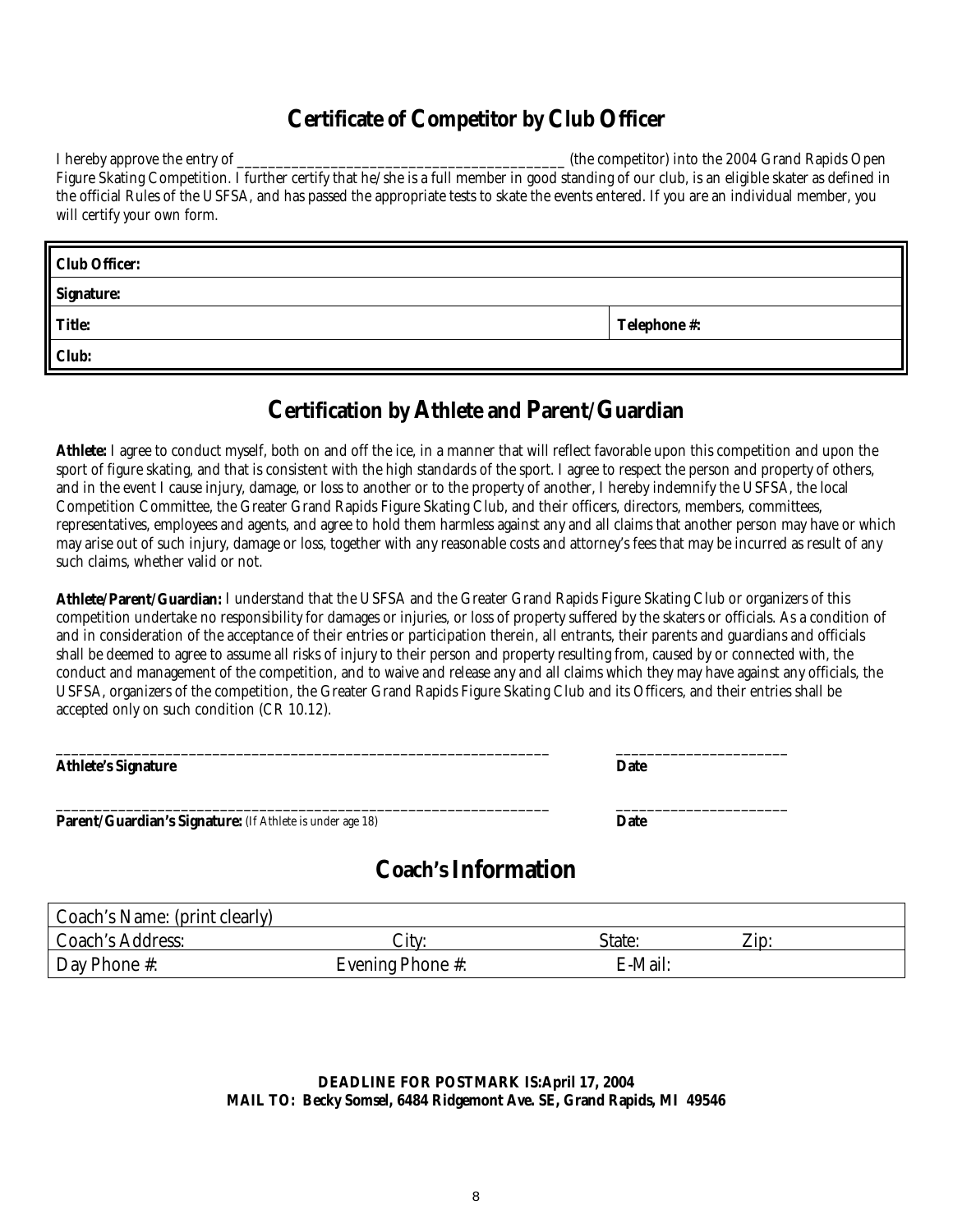## Certificate of Competitor by Club Officer

I hereby approve the entry of ________________________________________ (the competitor) into the 2004 Grand Rapids Open Figure Skating Competition. I further certify that he/she is a full member in good standing of our club, is an eligible skater as defined in the official Rules of the USFSA, and has passed the appropriate tests to skate the events entered. If you are an individual member, you will certify your own form.

| | |
|---|---|
| **Club Officer:** | |
| **Signature:** | |
| **Title:** | **Telephone #:** |
| **Club:** | |

## Certification by Athlete and Parent/Guardian

**Athlete:** I agree to conduct myself, both on and off the ice, in a manner that will reflect favorable upon this competition and upon the sport of figure skating, and that is consistent with the high standards of the sport. I agree to respect the person and property of others, and in the event I cause injury, damage, or loss to another or to the property of another, I hereby indemnify the USFSA, the local Competition Committee, the Greater Grand Rapids Figure Skating Club, and their officers, directors, members, committees, representatives, employees and agents, and agree to hold them harmless against any and all claims that another person may have or which may arise out of such injury, damage or loss, together with any reasonable costs and attorney's fees that may be incurred as result of any such claims, whether valid or not.

**Athlete/Parent/Guardian:** I understand that the USFSA and the Greater Grand Rapids Figure Skating Club or organizers of this competition undertake no responsibility for damages or injuries, or loss of property suffered by the skaters or officials. As a condition of and in consideration of the acceptance of their entries or participation therein, all entrants, their parents and guardians and officials shall be deemed to agree to assume all risks of injury to their person and property resulting from, caused by or connected with, the conduct and management of the competition, and to waive and release any and all claims which they may have against any officials, the USFSA, organizers of the competition, the Greater Grand Rapids Figure Skating Club and its Officers, and their entries shall be accepted only on such condition (CR 10.12).

______________________________________________________________ ____________________
**Athlete's Signature** **Date**

______________________________________________________________ ____________________
**Parent/Guardian's Signature:** (If Athlete is under age 18) **Date**

## Coach's Information

| | | | |
|---|---|---|---|
| Coach's Name: (print clearly) | | | |
| Coach's Address: | City: | State: | Zip: |
| Day Phone #: | Evening Phone #: | E-Mail: | |

**DEADLINE FOR POSTMARK IS:April 17, 2004**
**MAIL TO: Becky Somsel, 6484 Ridgemont Ave. SE, Grand Rapids, MI 49546**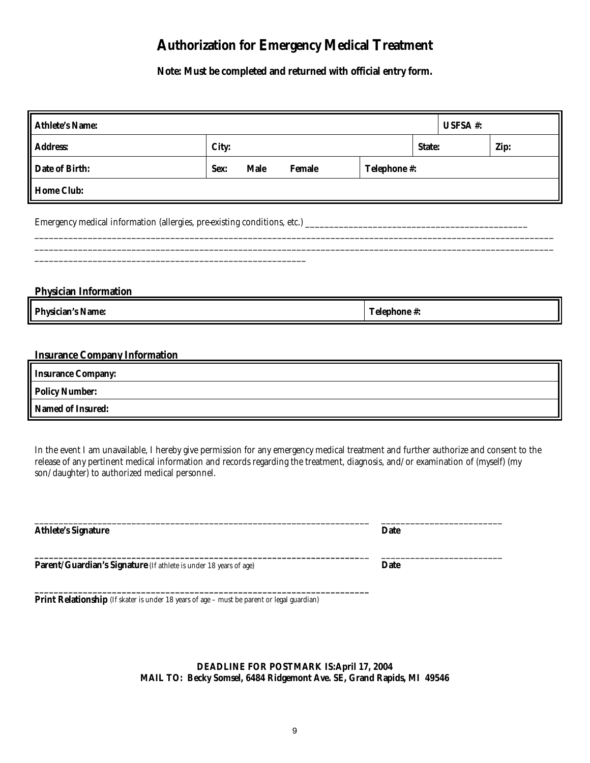# Authorization for Emergency Medical Treatment

**Note: Must be completed and returned with official entry form.**

| **Athlete's Name:** | | | | **USFSA #:** | |
|---|---|---|---|---|---|
| **Address:** | **City:** | | **State:** | | **Zip:** |
| **Date of Birth:** | **Sex: Male Female** | **Telephone #:** | | | |
| **Home Club:** | | | | | |

Emergency medical information (allergies, pre-existing conditions, etc.) ______________________________________________
______________________________________________________________________________________________________________
______________________________________________________________________________________________________________
________________________________________________________

## Physician Information

| **Physician's Name:** | **Telephone #:** |
|---|---|

## Insurance Company Information

| **Insurance Company:** |
|---|
| **Policy Number:** |
| **Named of Insured:** |

In the event I am unavailable, I hereby give permission for any emergency medical treatment and further authorize and consent to the release of any pertinent medical information and records regarding the treatment, diagnosis, and/or examination of (myself) (my son/daughter) to authorized medical personnel.

______________________________________________________________________ ________________________
**Athlete's Signature** **Date**

______________________________________________________________________ ________________________
**Parent/Guardian's Signature** (If athlete is under 18 years of age) **Date**

______________________________________________________________________
**Print Relationship** (If skater is under 18 years of age – must be parent or legal guardian)

**DEADLINE FOR POSTMARK IS:April 17, 2004**
**MAIL TO: Becky Somsel, 6484 Ridgemont Ave. SE, Grand Rapids, MI 49546**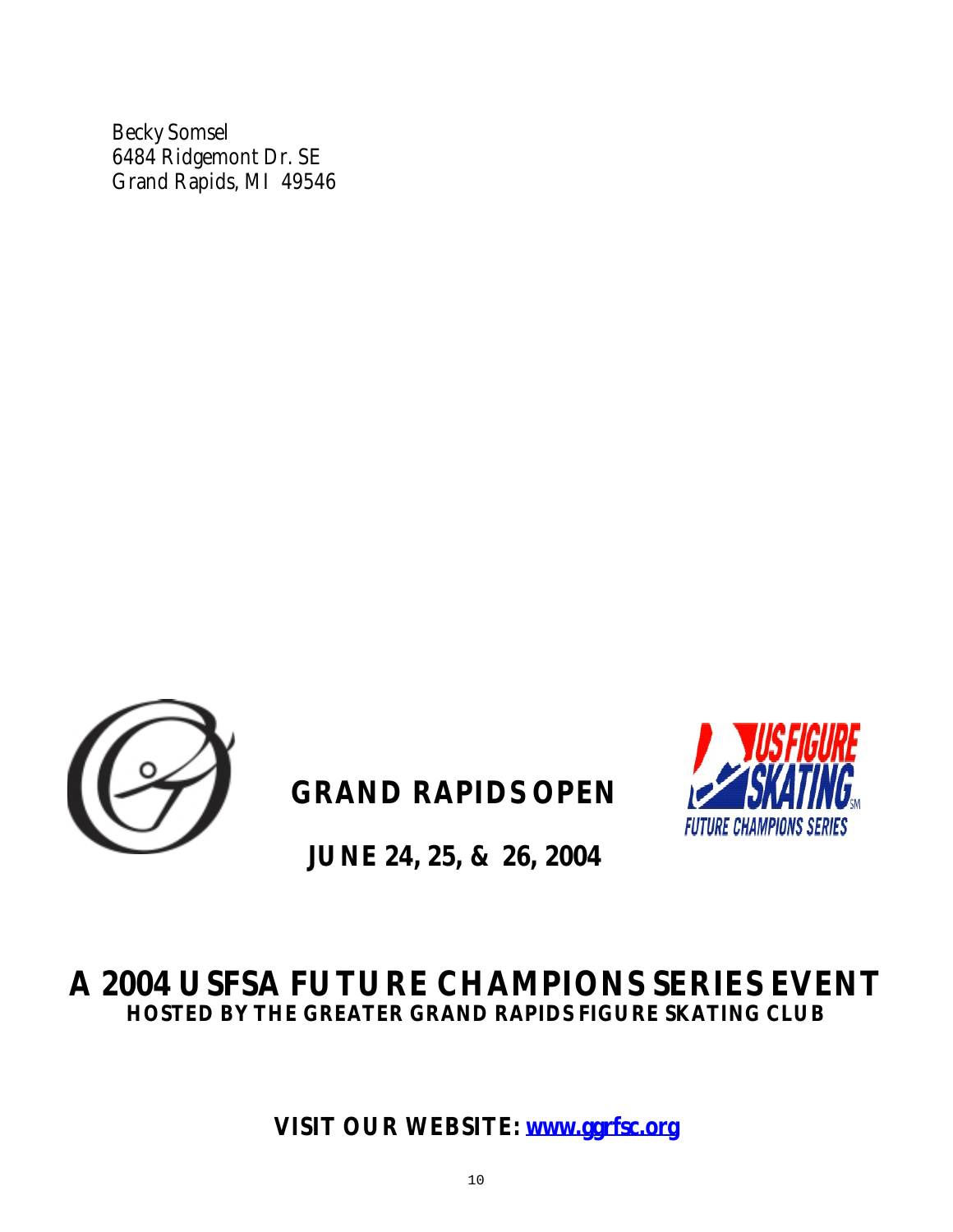Becky Somsel
6484 Ridgemont Dr. SE
Grand Rapids, MI 49546

**GRAND RAPIDS OPEN**

**JUNE 24, 25, & 26, 2004**

# A 2004 USFSA FUTURE CHAMPIONS SERIES EVENT

**HOSTED BY THE GREATER GRAND RAPIDS FIGURE SKATING CLUB**

**VISIT OUR WEBSITE: [www.ggrfsc.org](http://www.ggrfsc.org)**